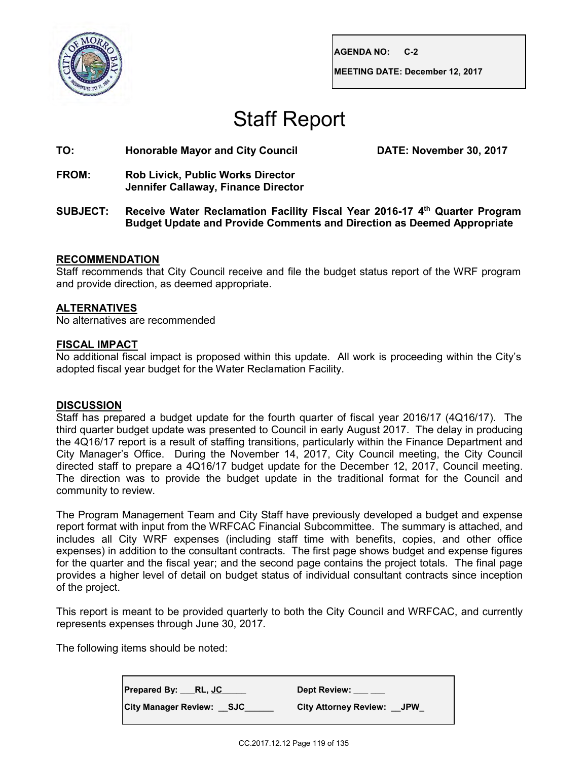| AGENDA NO: | C-2 |
| --- | --- |
| MEETING DATE: | December 12, 2017 |

# Staff Report

**TO:** **Honorable Mayor and City Council** **DATE: November 30, 2017**

**FROM:** **Rob Livick, Public Works Director**
**Jennifer Callaway, Finance Director**

**SUBJECT:** **Receive Water Reclamation Facility Fiscal Year 2016-17 4th Quarter Program Budget Update and Provide Comments and Direction as Deemed Appropriate**

## RECOMMENDATION

Staff recommends that City Council receive and file the budget status report of the WRF program and provide direction, as deemed appropriate.

## ALTERNATIVES

No alternatives are recommended

## FISCAL IMPACT

No additional fiscal impact is proposed within this update. All work is proceeding within the City's adopted fiscal year budget for the Water Reclamation Facility.

## DISCUSSION

Staff has prepared a budget update for the fourth quarter of fiscal year 2016/17 (4Q16/17). The third quarter budget update was presented to Council in early August 2017. The delay in producing the 4Q16/17 report is a result of staffing transitions, particularly within the Finance Department and City Manager's Office. During the November 14, 2017, City Council meeting, the City Council directed staff to prepare a 4Q16/17 budget update for the December 12, 2017, Council meeting. The direction was to provide the budget update in the traditional format for the Council and community to review.

The Program Management Team and City Staff have previously developed a budget and expense report format with input from the WRFCAC Financial Subcommittee. The summary is attached, and includes all City WRF expenses (including staff time with benefits, copies, and other office expenses) in addition to the consultant contracts. The first page shows budget and expense figures for the quarter and the fiscal year; and the second page contains the project totals. The final page provides a higher level of detail on budget status of individual consultant contracts since inception of the project.

This report is meant to be provided quarterly to both the City Council and WRFCAC, and currently represents expenses through June 30, 2017.

The following items should be noted:

| Prepared By: RL, JC | Dept Review: |
| --- | --- |
| City Manager Review: SJC | City Attorney Review: JPW |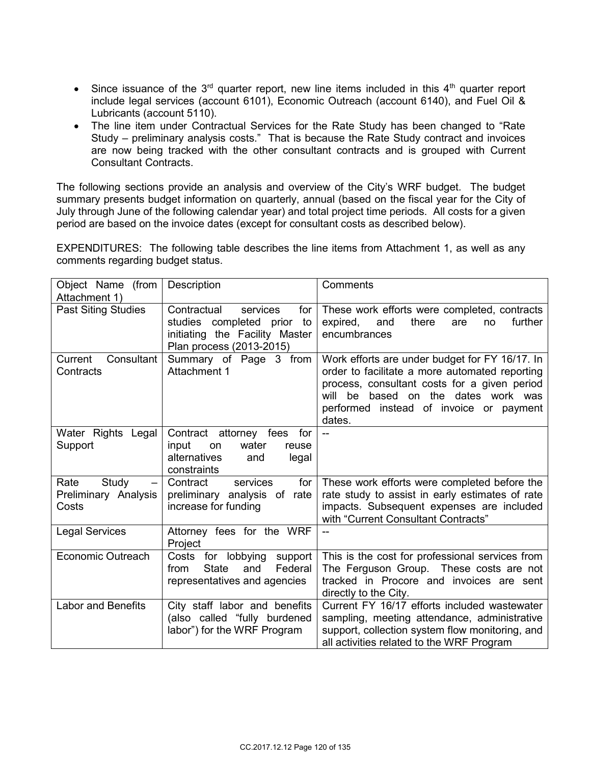- Since issuance of the 3rd quarter report, new line items included in this 4th quarter report include legal services (account 6101), Economic Outreach (account 6140), and Fuel Oil & Lubricants (account 5110).
- The line item under Contractual Services for the Rate Study has been changed to "Rate Study – preliminary analysis costs." That is because the Rate Study contract and invoices are now being tracked with the other consultant contracts and is grouped with Current Consultant Contracts.

The following sections provide an analysis and overview of the City's WRF budget. The budget summary presents budget information on quarterly, annual (based on the fiscal year for the City of July through June of the following calendar year) and total project time periods. All costs for a given period are based on the invoice dates (except for consultant costs as described below).

EXPENDITURES: The following table describes the line items from Attachment 1, as well as any comments regarding budget status.

| Object Name (from Attachment 1) | Description | Comments |
|---|---|---|
| Past Siting Studies | Contractual services for studies completed prior to initiating the Facility Master Plan process (2013-2015) | These work efforts were completed, contracts expired, and there are no further encumbrances |
| Current Consultant Contracts | Summary of Page 3 from Attachment 1 | Work efforts are under budget for FY 16/17. In order to facilitate a more automated reporting process, consultant costs for a given period will be based on the dates work was performed instead of invoice or payment dates. |
| Water Rights Legal Support | Contract attorney fees for input on water reuse alternatives and legal constraints | -- |
| Rate Study – Preliminary Analysis Costs | Contract services for preliminary analysis of rate increase for funding | These work efforts were completed before the rate study to assist in early estimates of rate impacts. Subsequent expenses are included with "Current Consultant Contracts" |
| Legal Services | Attorney fees for the WRF Project | -- |
| Economic Outreach | Costs for lobbying support from State and Federal representatives and agencies | This is the cost for professional services from The Ferguson Group. These costs are not tracked in Procore and invoices are sent directly to the City. |
| Labor and Benefits | City staff labor and benefits (also called "fully burdened labor") for the WRF Program | Current FY 16/17 efforts included wastewater sampling, meeting attendance, administrative support, collection system flow monitoring, and all activities related to the WRF Program |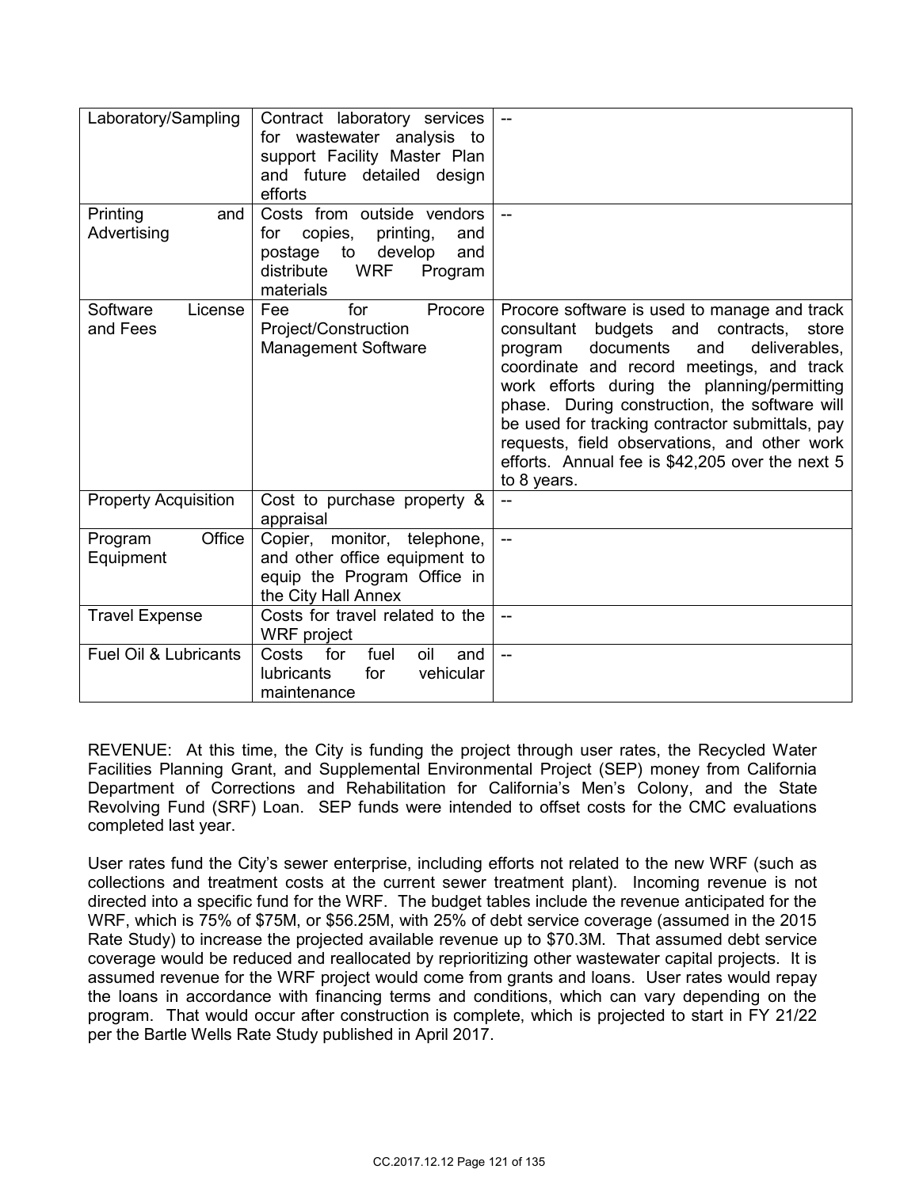| | | |
|---|---|---|
| Laboratory/Sampling | Contract laboratory services for wastewater analysis to support Facility Master Plan and future detailed design efforts | -- |
| Printing and Advertising | Costs from outside vendors for copies, printing, and postage to develop and distribute WRF Program materials | -- |
| Software License and Fees | Fee for Procore Project/Construction Management Software | Procore software is used to manage and track consultant budgets and contracts, store program documents and deliverables, coordinate and record meetings, and track work efforts during the planning/permitting phase. During construction, the software will be used for tracking contractor submittals, pay requests, field observations, and other work efforts. Annual fee is $42,205 over the next 5 to 8 years. |
| Property Acquisition | Cost to purchase property & appraisal | -- |
| Program Office Equipment | Copier, monitor, telephone, and other office equipment to equip the Program Office in the City Hall Annex | -- |
| Travel Expense | Costs for travel related to the WRF project | -- |
| Fuel Oil & Lubricants | Costs for fuel oil and lubricants for vehicular maintenance | -- |

REVENUE: At this time, the City is funding the project through user rates, the Recycled Water Facilities Planning Grant, and Supplemental Environmental Project (SEP) money from California Department of Corrections and Rehabilitation for California's Men's Colony, and the State Revolving Fund (SRF) Loan. SEP funds were intended to offset costs for the CMC evaluations completed last year.

User rates fund the City's sewer enterprise, including efforts not related to the new WRF (such as collections and treatment costs at the current sewer treatment plant). Incoming revenue is not directed into a specific fund for the WRF. The budget tables include the revenue anticipated for the WRF, which is 75% of $75M, or $56.25M, with 25% of debt service coverage (assumed in the 2015 Rate Study) to increase the projected available revenue up to $70.3M. That assumed debt service coverage would be reduced and reallocated by reprioritizing other wastewater capital projects. It is assumed revenue for the WRF project would come from grants and loans. User rates would repay the loans in accordance with financing terms and conditions, which can vary depending on the program. That would occur after construction is complete, which is projected to start in FY 21/22 per the Bartle Wells Rate Study published in April 2017.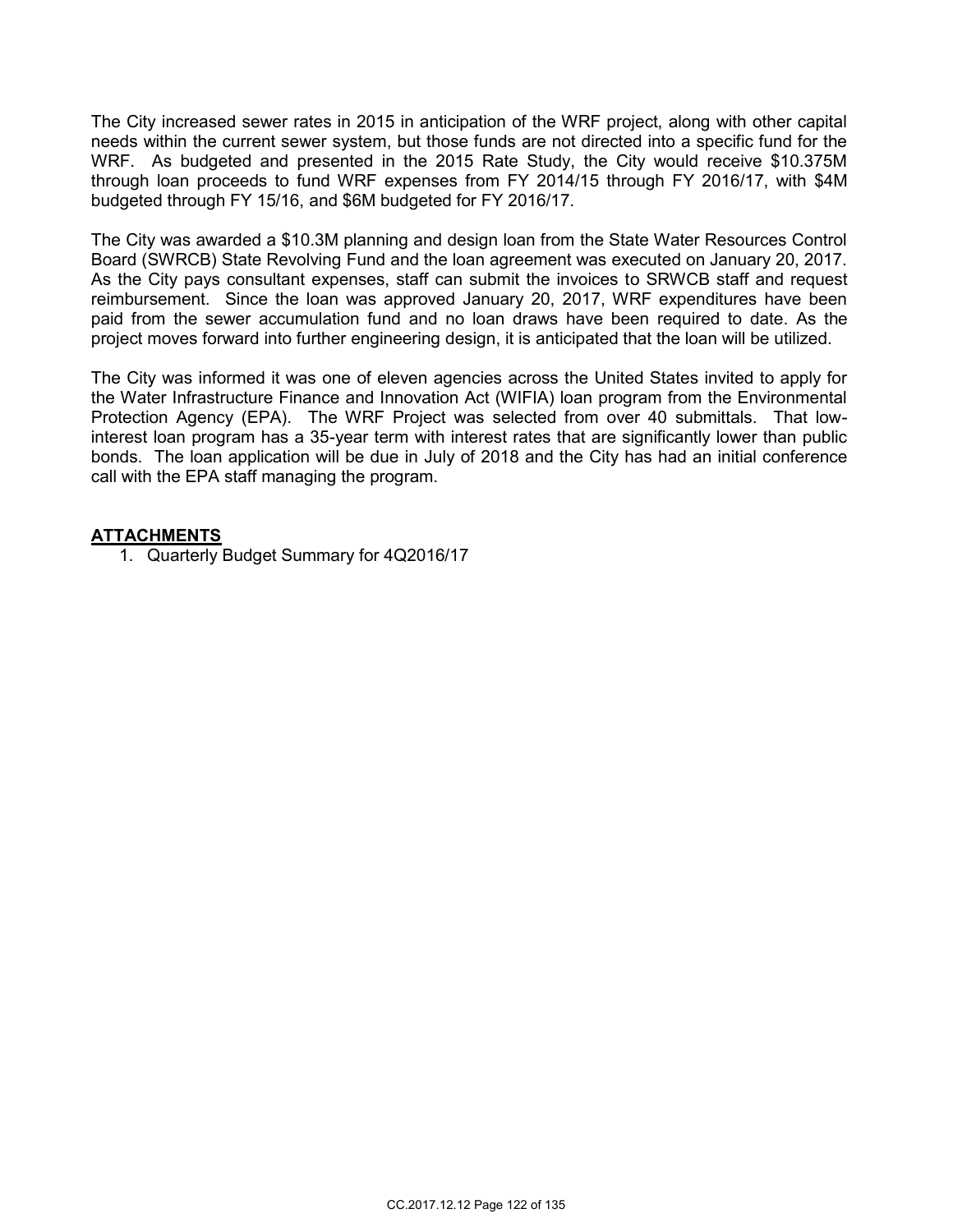The City increased sewer rates in 2015 in anticipation of the WRF project, along with other capital needs within the current sewer system, but those funds are not directed into a specific fund for the WRF. As budgeted and presented in the 2015 Rate Study, the City would receive $10.375M through loan proceeds to fund WRF expenses from FY 2014/15 through FY 2016/17, with $4M budgeted through FY 15/16, and $6M budgeted for FY 2016/17.

The City was awarded a $10.3M planning and design loan from the State Water Resources Control Board (SWRCB) State Revolving Fund and the loan agreement was executed on January 20, 2017. As the City pays consultant expenses, staff can submit the invoices to SRWCB staff and request reimbursement. Since the loan was approved January 20, 2017, WRF expenditures have been paid from the sewer accumulation fund and no loan draws have been required to date. As the project moves forward into further engineering design, it is anticipated that the loan will be utilized.

The City was informed it was one of eleven agencies across the United States invited to apply for the Water Infrastructure Finance and Innovation Act (WIFIA) loan program from the Environmental Protection Agency (EPA). The WRF Project was selected from over 40 submittals. That low-interest loan program has a 35-year term with interest rates that are significantly lower than public bonds. The loan application will be due in July of 2018 and the City has had an initial conference call with the EPA staff managing the program.

## ATTACHMENTS

1. Quarterly Budget Summary for 4Q2016/17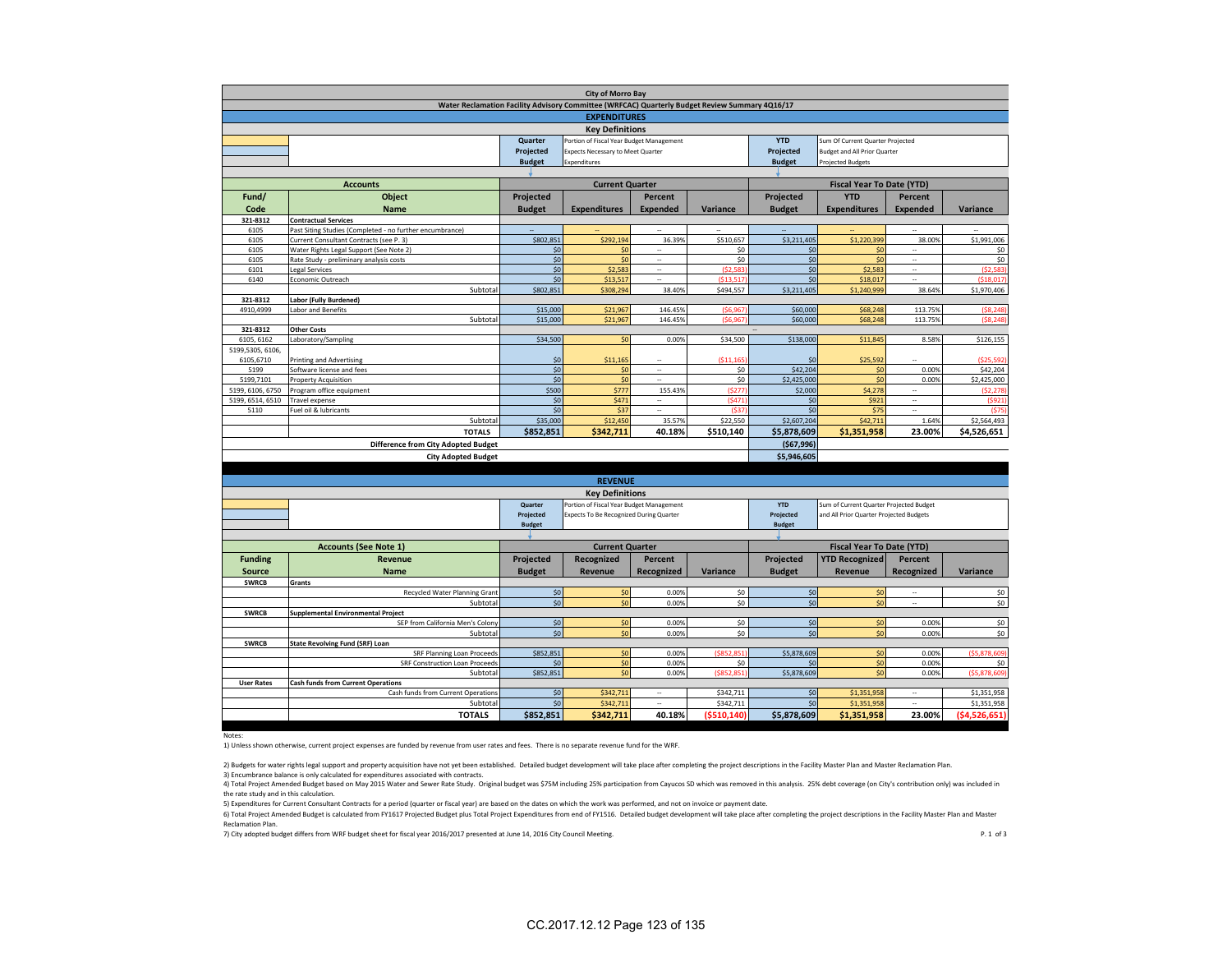# City of Morro Bay

## Water Reclamation Facility Advisory Committee (WRFCAC) Quarterly Budget Review Summary 4Q16/17

### EXPENDITURES

**Key Definitions**

| | Definition | | Definition |
|---|---|---|---|
| Quarter Projected Budget | Portion of Fiscal Year Budget Management Expects Necessary to Meet Quarter Expenditures | YTD Projected Budget | Sum Of Current Quarter Projected Budget and All Prior Quarter Projected Budgets |

| Accounts | | Current Quarter | | | | Fiscal Year To Date (YTD) | | | |
|---|---|---|---|---|---|---|---|---|---|
| Fund/ Code | Object Name | Projected Budget | Expenditures | Percent Expended | Variance | Projected Budget | YTD Expenditures | Percent Expended | Variance |
| **321-8312** | **Contractual Services** | | | | | | | | |
| 6105 | Past Siting Studies (Completed - no further encumbrance) | -- | -- | -- | -- | -- | -- | -- | -- |
| 6105 | Current Consultant Contracts (see P. 3) | $802,851 | $292,194 | 36.39% | $510,657 | $3,211,405 | $1,220,399 | 38.00% | $1,991,006 |
| 6105 | Water Rights Legal Support (See Note 2) | $0 | $0 | -- | $0 | $0 | $0 | -- | $0 |
| 6105 | Rate Study - preliminary analysis costs | $0 | $0 | -- | $0 | $0 | $0 | -- | $0 |
| 6101 | Legal Services | $0 | $2,583 | -- | ($2,583) | $0 | $2,583 | -- | ($2,583) |
| 6140 | Economic Outreach | $0 | $13,517 | -- | ($13,517) | $0 | $18,017 | -- | ($18,017) |
| | Subtotal | $802,851 | $308,294 | 38.40% | $494,557 | $3,211,405 | $1,240,999 | 38.64% | $1,970,406 |
| **321-8312** | **Labor (Fully Burdened)** | | | | | | | | |
| 4910,4999 | Labor and Benefits | $15,000 | $21,967 | 146.45% | ($6,967) | $60,000 | $68,248 | 113.75% | ($8,248) |
| | Subtotal | $15,000 | $21,967 | 146.45% | ($6,967) | $60,000 | $68,248 | 113.75% | ($8,248) |
| **321-8312** | **Other Costs** | | | | | -- | | | |
| 6105, 6162 | Laboratory/Sampling | $34,500 | $0 | 0.00% | $34,500 | $138,000 | $11,845 | 8.58% | $126,155 |
| 5199,5305, 6106, 6105,6710 | Printing and Advertising | $0 | $11,165 | -- | ($11,165) | $0 | $25,592 | -- | ($25,592) |
| 5199 | Software license and fees | $0 | $0 | -- | $0 | $42,204 | $0 | 0.00% | $42,204 |
| 5199,7101 | Property Acquisition | $0 | $0 | -- | $0 | $2,425,000 | $0 | 0.00% | $2,425,000 |
| 5199, 6106, 6750 | Program office equipment | $500 | $777 | 155.43% | ($277) | $2,000 | $4,278 | -- | ($2,278) |
| 5199, 6514, 6510 | Travel expense | $0 | $471 | -- | ($471) | $0 | $921 | -- | ($921) |
| 5110 | Fuel oil & lubricants | $0 | $37 | -- | ($37) | $0 | $75 | -- | ($75) |
| | Subtotal | $35,000 | $12,450 | 35.57% | $22,550 | $2,607,204 | $42,711 | 1.64% | $2,564,493 |
| | **TOTALS** | **$852,851** | **$342,711** | **40.18%** | **$510,140** | **$5,878,609** | **$1,351,958** | **23.00%** | **$4,526,651** |
| | **Difference from City Adopted Budget** | | | | | **($67,996)** | | | |
| | **City Adopted Budget** | | | | | **$5,946,605** | | | |

### REVENUE

**Key Definitions**

| | Definition | | Definition |
|---|---|---|---|
| Quarter Projected Budget | Portion of Fiscal Year Budget Management Expects To Be Recognized During Quarter | YTD Projected Budget | Sum of Current Quarter Projected Budget and All Prior Quarter Projected Budgets |

| Accounts (See Note 1) | | Current Quarter | | | | Fiscal Year To Date (YTD) | | | |
|---|---|---|---|---|---|---|---|---|---|
| Funding Source | Revenue Name | Projected Budget | Recognized Revenue | Percent Recognized | Variance | Projected Budget | YTD Recognized Revenue | Percent Recognized | Variance |
| **SWRCB** | **Grants** | | | | | | | | |
| | Recycled Water Planning Grant | $0 | $0 | 0.00% | $0 | $0 | $0 | -- | $0 |
| | Subtotal | $0 | $0 | 0.00% | $0 | $0 | $0 | -- | $0 |
| **SWRCB** | **Supplemental Environmental Project** | | | | | | | | |
| | SEP from California Men's Colony | $0 | $0 | 0.00% | $0 | $0 | $0 | 0.00% | $0 |
| | Subtotal | $0 | $0 | 0.00% | $0 | $0 | $0 | 0.00% | $0 |
| **SWRCB** | **State Revolving Fund (SRF) Loan** | | | | | | | | |
| | SRF Planning Loan Proceeds | $852,851 | $0 | 0.00% | ($852,851) | $5,878,609 | $0 | 0.00% | ($5,878,609) |
| | SRF Construction Loan Proceeds | $0 | $0 | 0.00% | $0 | $0 | $0 | 0.00% | $0 |
| | Subtotal | $852,851 | $0 | 0.00% | ($852,851) | $5,878,609 | $0 | 0.00% | ($5,878,609) |
| **User Rates** | **Cash funds from Current Operations** | | | | | | | | |
| | Cash funds from Current Operations | $0 | $342,711 | -- | $342,711 | $0 | $1,351,958 | -- | $1,351,958 |
| | Subtotal | $0 | $342,711 | -- | $342,711 | $0 | $1,351,958 | -- | $1,351,958 |
| | **TOTALS** | **$852,851** | **$342,711** | **40.18%** | **($510,140)** | **$5,878,609** | **$1,351,958** | **23.00%** | **($4,526,651)** |

Notes:

1) Unless shown otherwise, current project expenses are funded by revenue from user rates and fees. There is no separate revenue fund for the WRF.

2) Budgets for water rights legal support and property acquisition have not yet been established. Detailed budget development will take place after completing the project descriptions in the Facility Master Plan and Master Reclamation Plan.

3) Encumbrance balance is only calculated for expenditures associated with contracts.

4) Total Project Amended Budget based on May 2015 Water and Sewer Rate Study. Original budget was $75M including 25% participation from Cayucos SD which was removed in this analysis. 25% debt coverage (on City's contribution only) was included in the rate study and in this calculation.

5) Expenditures for Current Consultant Contracts for a period (quarter or fiscal year) are based on the dates on which the work was performed, and not on invoice or payment date.

6) Total Project Amended Budget is calculated from FY1617 Projected Budget plus Total Project Expenditures from end of FY1516. Detailed budget development will take place after completing the project descriptions in the Facility Master Plan and Master Reclamation Plan.

7) City adopted budget differs from WRF budget sheet for fiscal year 2016/2017 presented at June 14, 2016 City Council Meeting.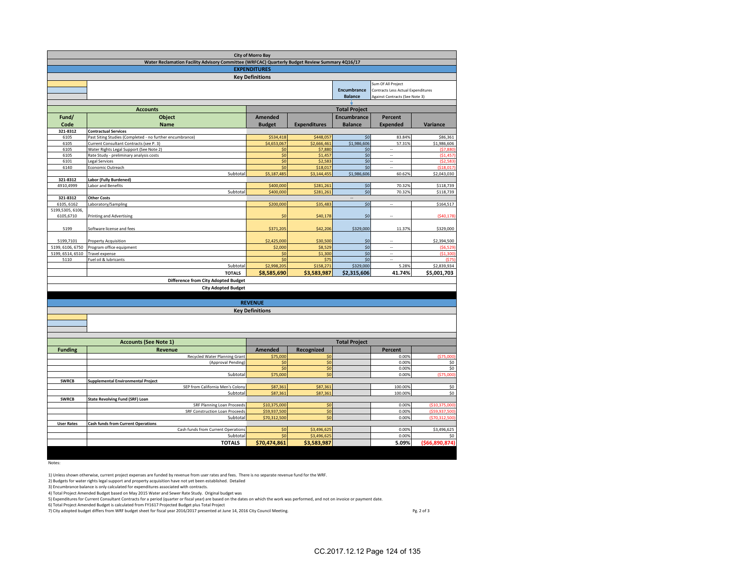# City of Morro Bay

## Water Reclamation Facility Advisory Committee (WRFCAC) Quarterly Budget Review Summary 4Q16/17

### EXPENDITURES

**Key Definitions**

| | | | |
|---|---|---|---|
| | | **Encumbrance Balance** | Sum Of All Project Contracts Less Actual Expenditures Against Contracts (See Note 3) |

| Fund/ Code | Object Name | Amended Budget | Expenditures | Encumbrance Balance | Percent Expended | Variance |
|---|---|---|---|---|---|---|
| | **Accounts** | **Total Project** | | | | |
| **321-8312** | **Contractual Services** | | | | | |
| 6105 | Past Siting Studies (Completed - no further encumbrance) | $534,418 | $448,057 | $0 | 83.84% | $86,361 |
| 6105 | Current Consultant Contracts (see P. 3) | $4,653,067 | $2,666,461 | $1,986,606 | 57.31% | $1,986,606 |
| 6105 | Water Rights Legal Support (See Note 2) | $0 | $7,880 | $0 | -- | ($7,880) |
| 6105 | Rate Study - preliminary analysis costs | $0 | $1,457 | $0 | -- | ($1,457) |
| 6101 | Legal Services | $0 | $2,583 | $0 | -- | ($2,583) |
| 6140 | Economic Outreach | $0 | $18,017 | $0 | -- | ($18,017) |
| | Subtotal | $5,187,485 | $3,144,455 | $1,986,606 | 60.62% | $2,043,030 |
| **321-8312** | **Labor (Fully Burdened)** | | | | | |
| 4910,4999 | Labor and Benefits | $400,000 | $281,261 | $0 | 70.32% | $118,739 |
| | Subtotal | $400,000 | $281,261 | $0 | 70.32% | $118,739 |
| **321-8312** | **Other Costs** | | | -- | | |
| 6105, 6162 | Laboratory/Sampling | $200,000 | $35,483 | $0 | -- | $164,517 |
| 5199,5305, 6106, 6105,6710 | Printing and Advertising | $0 | $40,178 | $0 | -- | ($40,178) |
| 5199 | Software license and fees | $371,205 | $42,206 | $329,000 | 11.37% | $329,000 |
| 5199,7101 | Property Acquisition | $2,425,000 | $30,500 | $0 | -- | $2,394,500 |
| 5199, 6106, 6750 | Program office equipment | $2,000 | $8,529 | $0 | -- | ($6,529) |
| 5199, 6514, 6510 | Travel expense | $0 | $1,300 | $0 | -- | ($1,300) |
| 5110 | Fuel oil & lubricants | $0 | $75 | $0 | -- | ($75) |
| | Subtotal | $2,998,205 | $158,271 | $329,000 | 5.28% | $2,839,934 |
| | **TOTALS** | **$8,585,690** | **$3,583,987** | **$2,315,606** | **41.74%** | **$5,001,703** |
| | **Difference from City Adopted Budget** | | | | | |
| | **City Adopted Budget** | | | | | |

### REVENUE

**Key Definitions**

| Funding | Revenue | Amended | Recognized | | Percent | |
|---|---|---|---|---|---|---|
| | **Accounts (See Note 1)** | **Total Project** | | | | |
| | Recycled Water Planning Grant | $75,000 | $0 | | 0.00% | ($75,000) |
| | (Approval Pending) | $0 | $0 | | 0.00% | $0 |
| | | $0 | $0 | | 0.00% | $0 |
| | Subtotal | $75,000 | $0 | | 0.00% | ($75,000) |
| **SWRCB** | **Supplemental Environmental Project** | | | | | |
| | SEP from California Men's Colony | $87,361 | $87,361 | | 100.00% | $0 |
| | Subtotal | $87,361 | $87,361 | | 100.00% | $0 |
| **SWRCB** | **State Revolving Fund (SRF) Loan** | | | | | |
| | SRF Planning Loan Proceeds | $10,375,000 | $0 | | 0.00% | ($10,375,000) |
| | SRF Construction Loan Proceeds | $59,937,500 | $0 | | 0.00% | ($59,937,500) |
| | Subtotal | $70,312,500 | $0 | | 0.00% | ($70,312,500) |
| **User Rates** | **Cash funds from Current Operations** | | | | | |
| | Cash funds from Current Operations | $0 | $3,496,625 | | 0.00% | $3,496,625 |
| | Subtotal | $0 | $3,496,625 | | 0.00% | $0 |
| | **TOTALS** | **$70,474,861** | **$3,583,987** | | **5.09%** | **($66,890,874)** |

Notes:

1) Unless shown otherwise, current project expenses are funded by revenue from user rates and fees. There is no separate revenue fund for the WRF.
2) Budgets for water rights legal support and property acquisition have not yet been established. Detailed
3) Encumbrance balance is only calculated for expenditures associated with contracts.
4) Total Project Amended Budget based on May 2015 Water and Sewer Rate Study. Original budget was
5) Expenditures for Current Consultant Contracts for a period (quarter or fiscal year) are based on the dates on which the work was performed, and not on invoice or payment date.
6) Total Project Amended Budget is calculated from FY1617 Projected Budget plus Total Project
7) City adopted budget differs from WRF budget sheet for fiscal year 2016/2017 presented at June 14, 2016 City Council Meeting.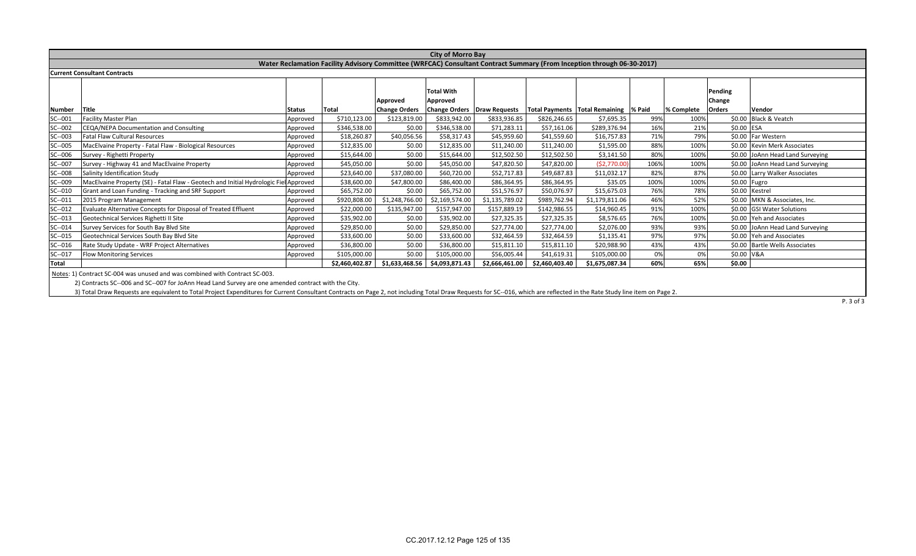# City of Morro Bay

## Water Reclamation Facility Advisory Committee (WRFCAC) Consultant Contract Summary (From Inception through 06-30-2017)

**Current Consultant Contracts**

| Number | Title | Status | Total | Approved Change Orders | Total With Approved Change Orders | Draw Requests | Total Payments | Total Remaining | % Paid | % Complete | Pending Change Orders | Vendor |
|---|---|---|---|---|---|---|---|---|---|---|---|---|
| SC--001 | Facility Master Plan | Approved | $710,123.00 | $123,819.00 | $833,942.00 | $833,936.85 | $826,246.65 | $7,695.35 | 99% | 100% | $0.00 | Black & Veatch |
| SC--002 | CEQA/NEPA Documentation and Consulting | Approved | $346,538.00 | $0.00 | $346,538.00 | $71,283.11 | $57,161.06 | $289,376.94 | 16% | 21% | $0.00 | ESA |
| SC--003 | Fatal Flaw Cultural Resources | Approved | $18,260.87 | $40,056.56 | $58,317.43 | $45,959.60 | $41,559.60 | $16,757.83 | 71% | 79% | $0.00 | Far Western |
| SC--005 | MacElvaine Property - Fatal Flaw - Biological Resources | Approved | $12,835.00 | $0.00 | $12,835.00 | $11,240.00 | $11,240.00 | $1,595.00 | 88% | 100% | $0.00 | Kevin Merk Associates |
| SC--006 | Survey - Righetti Property | Approved | $15,644.00 | $0.00 | $15,644.00 | $12,502.50 | $12,502.50 | $3,141.50 | 80% | 100% | $0.00 | JoAnn Head Land Surveying |
| SC--007 | Survey - Highway 41 and MacElvaine Property | Approved | $45,050.00 | $0.00 | $45,050.00 | $47,820.50 | $47,820.00 | ($2,770.00) | 106% | 100% | $0.00 | JoAnn Head Land Surveying |
| SC--008 | Salinity Identification Study | Approved | $23,640.00 | $37,080.00 | $60,720.00 | $52,717.83 | $49,687.83 | $11,032.17 | 82% | 87% | $0.00 | Larry Walker Associates |
| SC--009 | MacElvaine Property (SE) - Fatal Flaw - Geotech and Initial Hydrologic Fiel | Approved | $38,600.00 | $47,800.00 | $86,400.00 | $86,364.95 | $86,364.95 | $35.05 | 100% | 100% | $0.00 | Fugro |
| SC--010 | Grant and Loan Funding - Tracking and SRF Support | Approved | $65,752.00 | $0.00 | $65,752.00 | $51,576.97 | $50,076.97 | $15,675.03 | 76% | 78% | $0.00 | Kestrel |
| SC--011 | 2015 Program Management | Approved | $920,808.00 | $1,248,766.00 | $2,169,574.00 | $1,135,789.02 | $989,762.94 | $1,179,811.06 | 46% | 52% | $0.00 | MKN & Associates, Inc. |
| SC--012 | Evaluate Alternative Concepts for Disposal of Treated Effluent | Approved | $22,000.00 | $135,947.00 | $157,947.00 | $157,889.19 | $142,986.55 | $14,960.45 | 91% | 100% | $0.00 | GSI Water Solutions |
| SC--013 | Geotechnical Services Righetti II Site | Approved | $35,902.00 | $0.00 | $35,902.00 | $27,325.35 | $27,325.35 | $8,576.65 | 76% | 100% | $0.00 | Yeh and Associates |
| SC--014 | Survey Services for South Bay Blvd Site | Approved | $29,850.00 | $0.00 | $29,850.00 | $27,774.00 | $27,774.00 | $2,076.00 | 93% | 93% | $0.00 | JoAnn Head Land Surveying |
| SC--015 | Geotechnical Services South Bay Blvd Site | Approved | $33,600.00 | $0.00 | $33,600.00 | $32,464.59 | $32,464.59 | $1,135.41 | 97% | 97% | $0.00 | Yeh and Associates |
| SC--016 | Rate Study Update - WRF Project Alternatives | Approved | $36,800.00 | $0.00 | $36,800.00 | $15,811.10 | $15,811.10 | $20,988.90 | 43% | 43% | $0.00 | Bartle Wells Associates |
| SC--017 | Flow Monitoring Services | Approved | $105,000.00 | $0.00 | $105,000.00 | $56,005.44 | $41,619.31 | $105,000.00 | 0% | 0% | $0.00 | V&A |
| **Total** | | | **$2,460,402.87** | **$1,633,468.56** | **$4,093,871.43** | **$2,666,461.00** | **$2,460,403.40** | **$1,675,087.34** | **60%** | **65%** | **$0.00** | |

Notes: 1) Contract SC-004 was unused and was combined with Contract SC-003.

2) Contracts SC--006 and SC--007 for JoAnn Head Land Survey are one amended contract with the City.

3) Total Draw Requests are equivalent to Total Project Expenditures for Current Consultant Contracts on Page 2, not including Total Draw Requests for SC--016, which are reflected in the Rate Study line item on Page 2.

CC.2017.12.12 Page 125 of 135